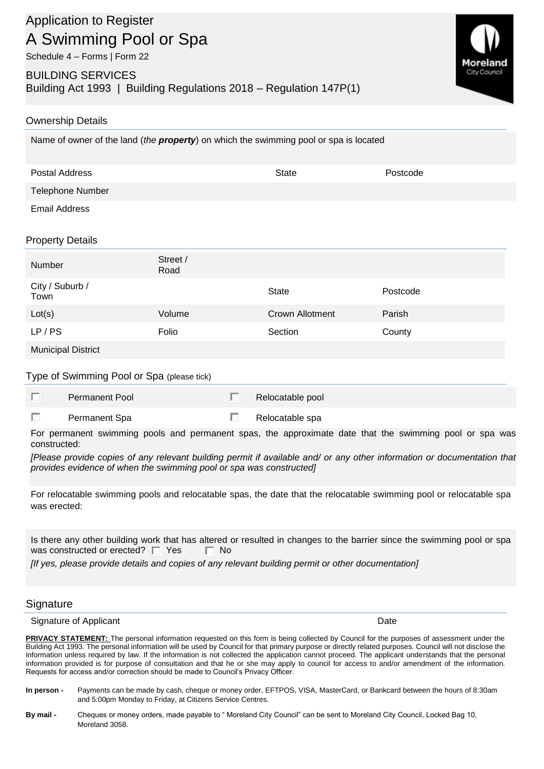# Application to Register

# A Swimming Pool or Spa

Schedule 4 – Forms | Form 22

## BUILDING SERVICES

Building Act 1993 | Building Regulations 2018 – Regulation 147P(1)

Moreland City Council

### Ownership Details

Name of owner of the land (*the **property***) on which the swimming pool or spa is located

| Postal Address | State | Postcode |
|---|---|---|
| Telephone Number | | |
| Email Address | | |

### Property Details

| Number | Street / Road | | |
|---|---|---|---|
| City / Suburb / Town | | State | Postcode |
| Lot(s) | Volume | Crown Allotment | Parish |
| LP / PS | Folio | Section | County |
| Municipal District | | | |

### Type of Swimming Pool or Spa (please tick)

| | |
|---|---|
| ☐ Permanent Pool | ☐ Relocatable pool |
| ☐ Permanent Spa | ☐ Relocatable spa |

For permanent swimming pools and permanent spas, the approximate date that the swimming pool or spa was constructed:

*[Please provide copies of any relevant building permit if available and/ or any other information or documentation that provides evidence of when the swimming pool or spa was constructed]*

For relocatable swimming pools and relocatable spas, the date that the relocatable swimming pool or relocatable spa was erected:

Is there any other building work that has altered or resulted in changes to the barrier since the swimming pool or spa was constructed or erected? ☐ Yes ☐ No

*[If yes, please provide details and copies of any relevant building permit or other documentation]*

### Signature

Signature of Applicant Date

**PRIVACY STATEMENT:** The personal information requested on this form is being collected by Council for the purposes of assessment under the Building Act 1993. The personal information will be used by Council for that primary purpose or directly related purposes. Council will not disclose the information unless required by law. If the information is not collected the application cannot proceed. The applicant understands that the personal information provided is for purpose of consultation and that he or she may apply to council for access to and/or amendment of the information. Requests for access and/or correction should be made to Council's Privacy Officer.

**In person -** Payments can be made by cash, cheque or money order, EFTPOS, VISA, MasterCard, or Bankcard between the hours of 8:30am and 5:00pm Monday to Friday, at Citizens Service Centres.

**By mail -** Cheques or money orders, made payable to " Moreland City Council" can be sent to Moreland City Council, Locked Bag 10, Moreland 3058.